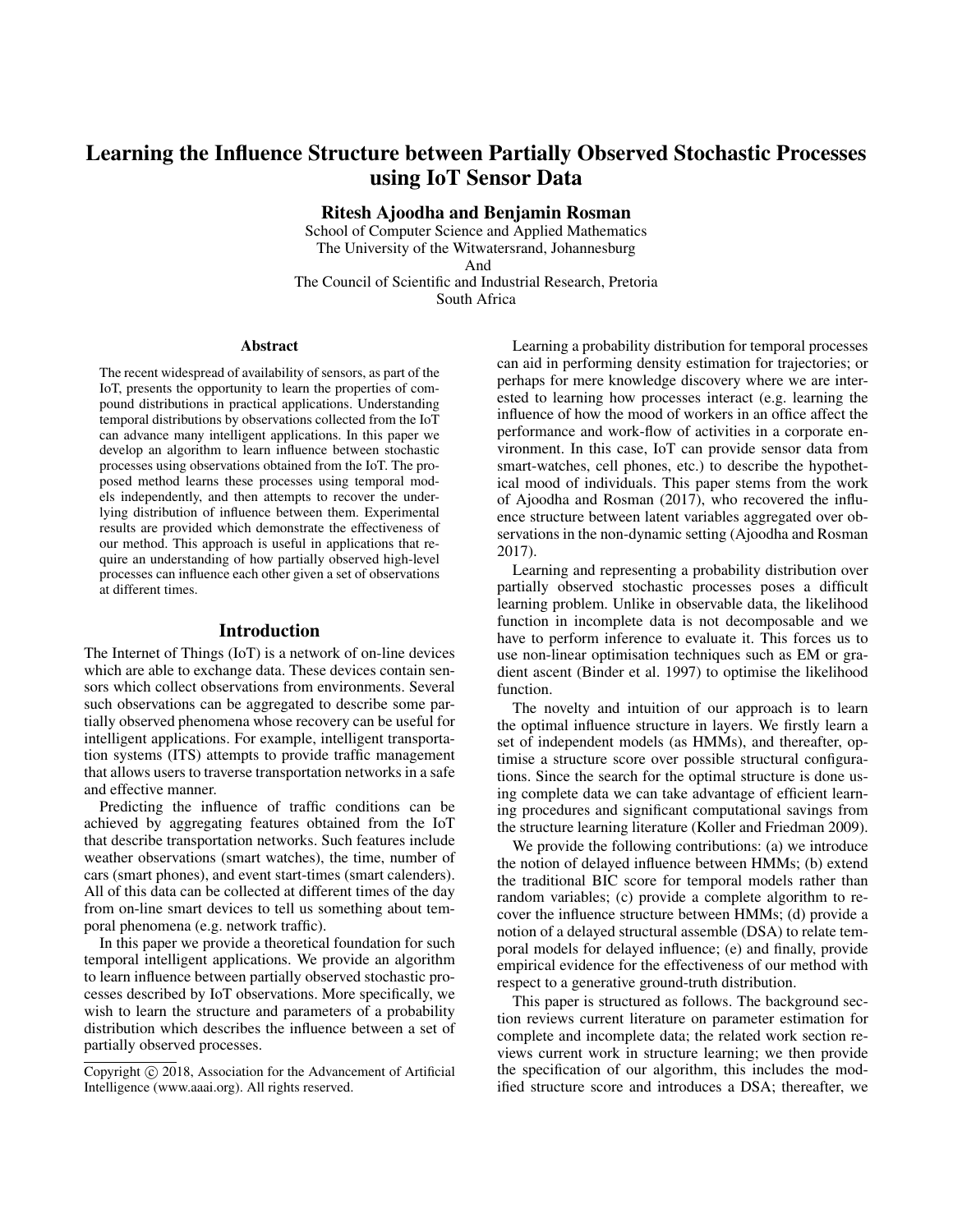# Learning the Influence Structure between Partially Observed Stochastic Processes using IoT Sensor Data

**Ritesh Ajoodha and Benjamin Rosman**

School of Computer Science and Applied Mathematics
The University of the Witwatersrand, Johannesburg
And
The Council of Scientific and Industrial Research, Pretoria
South Africa

## Abstract

The recent widespread of availability of sensors, as part of the IoT, presents the opportunity to learn the properties of compound distributions in practical applications. Understanding temporal distributions by observations collected from the IoT can advance many intelligent applications. In this paper we develop an algorithm to learn influence between stochastic processes using observations obtained from the IoT. The proposed method learns these processes using temporal models independently, and then attempts to recover the underlying distribution of influence between them. Experimental results are provided which demonstrate the effectiveness of our method. This approach is useful in applications that require an understanding of how partially observed high-level processes can influence each other given a set of observations at different times.

## Introduction

The Internet of Things (IoT) is a network of on-line devices which are able to exchange data. These devices contain sensors which collect observations from environments. Several such observations can be aggregated to describe some partially observed phenomena whose recovery can be useful for intelligent applications. For example, intelligent transportation systems (ITS) attempts to provide traffic management that allows users to traverse transportation networks in a safe and effective manner.

Predicting the influence of traffic conditions can be achieved by aggregating features obtained from the IoT that describe transportation networks. Such features include weather observations (smart watches), the time, number of cars (smart phones), and event start-times (smart calenders). All of this data can be collected at different times of the day from on-line smart devices to tell us something about temporal phenomena (e.g. network traffic).

In this paper we provide a theoretical foundation for such temporal intelligent applications. We provide an algorithm to learn influence between partially observed stochastic processes described by IoT observations. More specifically, we wish to learn the structure and parameters of a probability distribution which describes the influence between a set of partially observed processes.

Copyright © 2018, Association for the Advancement of Artificial Intelligence (www.aaai.org). All rights reserved.

Learning a probability distribution for temporal processes can aid in performing density estimation for trajectories; or perhaps for mere knowledge discovery where we are interested to learning how processes interact (e.g. learning the influence of how the mood of workers in an office affect the performance and work-flow of activities in a corporate environment. In this case, IoT can provide sensor data from smart-watches, cell phones, etc.) to describe the hypothetical mood of individuals. This paper stems from the work of Ajoodha and Rosman (2017), who recovered the influence structure between latent variables aggregated over observations in the non-dynamic setting (Ajoodha and Rosman 2017).

Learning and representing a probability distribution over partially observed stochastic processes poses a difficult learning problem. Unlike in observable data, the likelihood function in incomplete data is not decomposable and we have to perform inference to evaluate it. This forces us to use non-linear optimisation techniques such as EM or gradient ascent (Binder et al. 1997) to optimise the likelihood function.

The novelty and intuition of our approach is to learn the optimal influence structure in layers. We firstly learn a set of independent models (as HMMs), and thereafter, optimise a structure score over possible structural configurations. Since the search for the optimal structure is done using complete data we can take advantage of efficient learning procedures and significant computational savings from the structure learning literature (Koller and Friedman 2009).

We provide the following contributions: (a) we introduce the notion of delayed influence between HMMs; (b) extend the traditional BIC score for temporal models rather than random variables; (c) provide a complete algorithm to recover the influence structure between HMMs; (d) provide a notion of a delayed structural assemble (DSA) to relate temporal models for delayed influence; (e) and finally, provide empirical evidence for the effectiveness of our method with respect to a generative ground-truth distribution.

This paper is structured as follows. The background section reviews current literature on parameter estimation for complete and incomplete data; the related work section reviews current work in structure learning; we then provide the specification of our algorithm, this includes the modified structure score and introduces a DSA; thereafter, we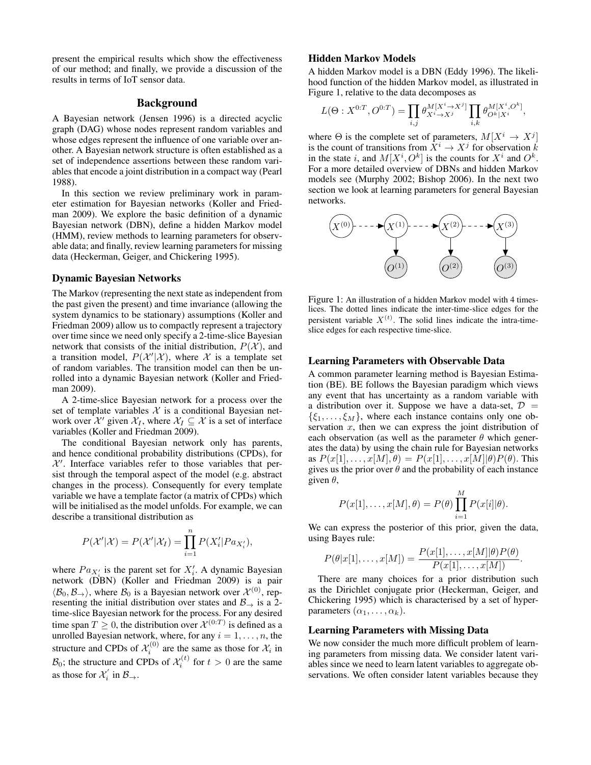present the empirical results which show the effectiveness of our method; and finally, we provide a discussion of the results in terms of IoT sensor data.

## Background

A Bayesian network (Jensen 1996) is a directed acyclic graph (DAG) whose nodes represent random variables and whose edges represent the influence of one variable over another. A Bayesian network structure is often established as a set of independence assertions between these random variables that encode a joint distribution in a compact way (Pearl 1988).

In this section we review preliminary work in parameter estimation for Bayesian networks (Koller and Friedman 2009). We explore the basic definition of a dynamic Bayesian network (DBN), define a hidden Markov model (HMM), review methods to learning parameters for observable data; and finally, review learning parameters for missing data (Heckerman, Geiger, and Chickering 1995).

### Dynamic Bayesian Networks

The Markov (representing the next state as independent from the past given the present) and time invariance (allowing the system dynamics to be stationary) assumptions (Koller and Friedman 2009) allow us to compactly represent a trajectory over time since we need only specify a 2-time-slice Bayesian network that consists of the initial distribution, $P(\mathcal{X})$, and a transition model, $P(\mathcal{X}'|\mathcal{X})$, where $\mathcal{X}$ is a template set of random variables. The transition model can then be unrolled into a dynamic Bayesian network (Koller and Friedman 2009).

A 2-time-slice Bayesian network for a process over the set of template variables $\mathcal{X}$ is a conditional Bayesian network over $\mathcal{X}'$ given $\mathcal{X}_I$, where $\mathcal{X}_I \subseteq \mathcal{X}$ is a set of interface variables (Koller and Friedman 2009).

The conditional Bayesian network only has parents, and hence conditional probability distributions (CPDs), for $\mathcal{X}'$. Interface variables refer to those variables that persist through the temporal aspect of the model (e.g. abstract changes in the process). Consequently for every template variable we have a template factor (a matrix of CPDs) which will be initialised as the model unfolds. For example, we can describe a transitional distribution as

$$P(\mathcal{X}'|\mathcal{X}) = P(\mathcal{X}'|\mathcal{X}_I) = \prod_{i=1}^{n} P(X_i'|Pa_{X_i'}),$$

where $Pa_{X_i'}$ is the parent set for $X_i'$. A dynamic Bayesian network (DBN) (Koller and Friedman 2009) is a pair $\langle \mathcal{B}_0, \mathcal{B}_\rightarrow \rangle$, where $\mathcal{B}_0$ is a Bayesian network over $\mathcal{X}^{(0)}$, representing the initial distribution over states and $\mathcal{B}_\rightarrow$ is a 2-time-slice Bayesian network for the process. For any desired time span $T \geq 0$, the distribution over $\mathcal{X}^{(0:T)}$ is defined as a unrolled Bayesian network, where, for any $i = 1, \ldots, n$, the structure and CPDs of $\mathcal{X}_i^{(0)}$ are the same as those for $\mathcal{X}_i$ in $\mathcal{B}_0$; the structure and CPDs of $\mathcal{X}_i^{(t)}$ for $t > 0$ are the same as those for $\mathcal{X}_i'$ in $\mathcal{B}_\rightarrow$.

### Hidden Markov Models

A hidden Markov model is a DBN (Eddy 1996). The likelihood function of the hidden Markov model, as illustrated in Figure 1, relative to the data decomposes as

$$L(\Theta : X^{0:T}, O^{0:T}) = \prod_{i,j} \theta_{X^i \rightarrow X^j}^{M[X^i \rightarrow X^j]} \prod_{i,k} \theta_{O^k|X^i}^{M[X^i, O^k]},$$

where $\Theta$ is the complete set of parameters, $M[X^i \rightarrow X^j]$ is the count of transitions from $X^i \rightarrow X^j$ for observation $k$ in the state $i$, and $M[X^i, O^k]$ is the counts for $X^i$ and $O^k$. For a more detailed overview of DBNs and hidden Markov models see (Murphy 2002; Bishop 2006). In the next two section we look at learning parameters for general Bayesian networks.

Figure 1: An illustration of a hidden Markov model with 4 timeslices. The dotted lines indicate the inter-time-slice edges for the persistent variable $X^{(t)}$. The solid lines indicate the intra-time-slice edges for each respective time-slice.

### Learning Parameters with Observable Data

A common parameter learning method is Bayesian Estimation (BE). BE follows the Bayesian paradigm which views any event that has uncertainty as a random variable with a distribution over it. Suppose we have a data-set, $\mathcal{D} = \{\xi_1, \ldots, \xi_M\}$, where each instance contains only one observation $x$, then we can express the joint distribution of each observation (as well as the parameter $\theta$ which generates the data) by using the chain rule for Bayesian networks as $P(x[1], \ldots, x[M], \theta) = P(x[1], \ldots, x[M]|\theta)P(\theta)$. This gives us the prior over $\theta$ and the probability of each instance given $\theta$,

$$P(x[1], \ldots, x[M], \theta) = P(\theta) \prod_{i=1}^{M} P(x[i]|\theta).$$

We can express the posterior of this prior, given the data, using Bayes rule:

$$P(\theta|x[1], \ldots, x[M]) = \frac{P(x[1], \ldots, x[M]|\theta)P(\theta)}{P(x[1], \ldots, x[M])}.$$

There are many choices for a prior distribution such as the Dirichlet conjugate prior (Heckerman, Geiger, and Chickering 1995) which is characterised by a set of hyperparameters $(\alpha_1, \ldots, \alpha_k)$.

### Learning Parameters with Missing Data

We now consider the much more difficult problem of learning parameters from missing data. We consider latent variables since we need to learn latent variables to aggregate observations. We often consider latent variables because they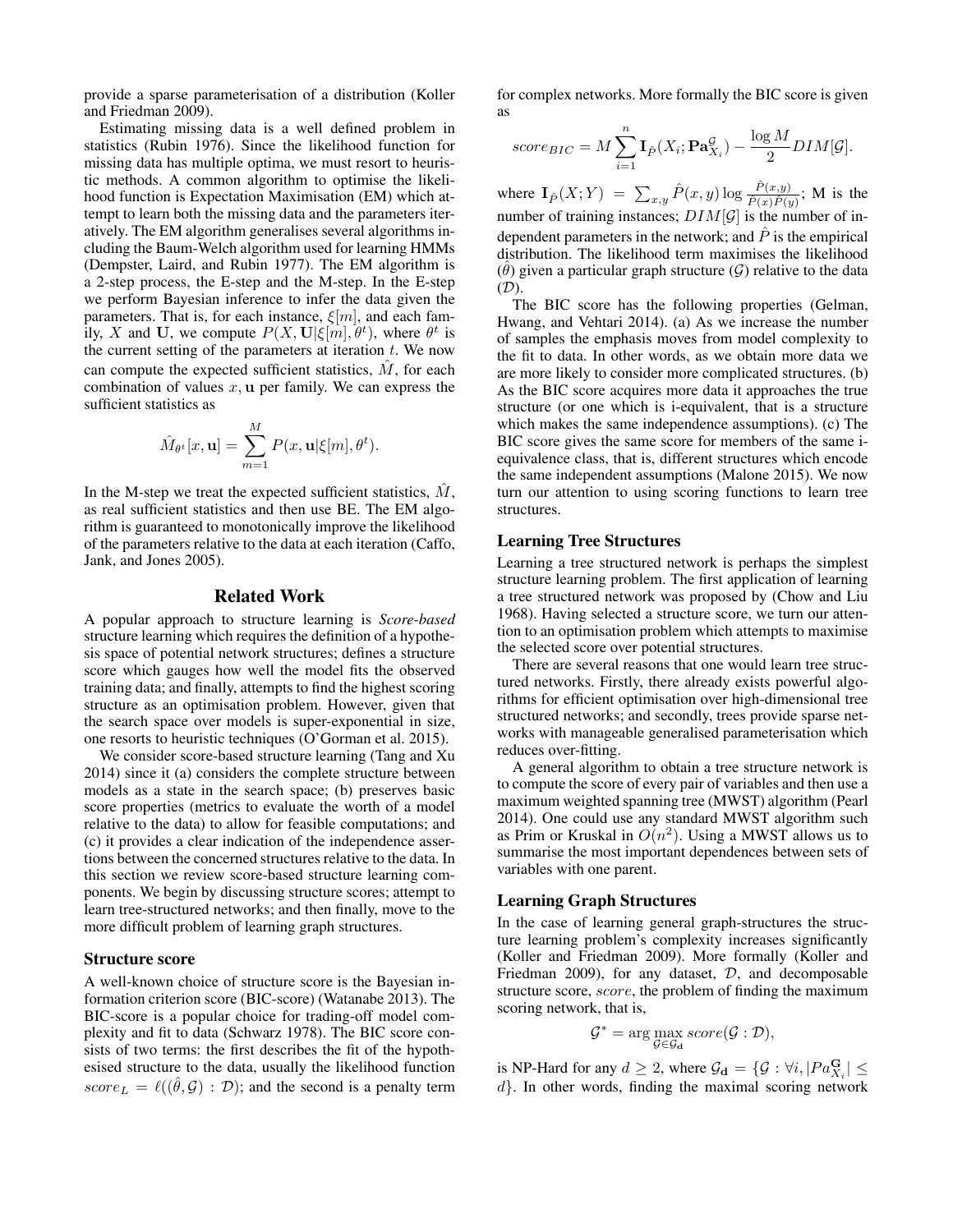provide a sparse parameterisation of a distribution (Koller and Friedman 2009).

Estimating missing data is a well defined problem in statistics (Rubin 1976). Since the likelihood function for missing data has multiple optima, we must resort to heuristic methods. A common algorithm to optimise the likelihood function is Expectation Maximisation (EM) which attempt to learn both the missing data and the parameters iteratively. The EM algorithm generalises several algorithms including the Baum-Welch algorithm used for learning HMMs (Dempster, Laird, and Rubin 1977). The EM algorithm is a 2-step process, the E-step and the M-step. In the E-step we perform Bayesian inference to infer the data given the parameters. That is, for each instance, $\xi[m]$, and each family, $X$ and $\mathbf{U}$, we compute $P(X, \mathbf{U}|\xi[m], \theta^t)$, where $\theta^t$ is the current setting of the parameters at iteration $t$. We now can compute the expected sufficient statistics, $\hat{M}$, for each combination of values $x, \mathbf{u}$ per family. We can express the sufficient statistics as

$$\hat{M}_{\theta^t}[x, \mathbf{u}] = \sum_{m=1}^{M} P(x, \mathbf{u}|\xi[m], \theta^t).$$

In the M-step we treat the expected sufficient statistics, $\hat{M}$, as real sufficient statistics and then use BE. The EM algorithm is guaranteed to monotonically improve the likelihood of the parameters relative to the data at each iteration (Caffo, Jank, and Jones 2005).

## Related Work

A popular approach to structure learning is *Score-based* structure learning which requires the definition of a hypothesis space of potential network structures; defines a structure score which gauges how well the model fits the observed training data; and finally, attempts to find the highest scoring structure as an optimisation problem. However, given that the search space over models is super-exponential in size, one resorts to heuristic techniques (O'Gorman et al. 2015).

We consider score-based structure learning (Tang and Xu 2014) since it (a) considers the complete structure between models as a state in the search space; (b) preserves basic score properties (metrics to evaluate the worth of a model relative to the data) to allow for feasible computations; and (c) it provides a clear indication of the independence assertions between the concerned structures relative to the data. In this section we review score-based structure learning components. We begin by discussing structure scores; attempt to learn tree-structured networks; and then finally, move to the more difficult problem of learning graph structures.

### Structure score

A well-known choice of structure score is the Bayesian information criterion score (BIC-score) (Watanabe 2013). The BIC-score is a popular choice for trading-off model complexity and fit to data (Schwarz 1978). The BIC score consists of two terms: the first describes the fit of the hypothesised structure to the data, usually the likelihood function $score_L = \ell((\hat{\theta}, \mathcal{G}) : \mathcal{D})$; and the second is a penalty term for complex networks. More formally the BIC score is given as

$$score_{BIC} = M \sum_{i=1}^{n} \mathbf{I}_{\hat{P}}(X_i; \mathbf{Pa}_{X_i}^{\mathcal{G}}) - \frac{\log M}{2} DIM[\mathcal{G}].$$

where $\mathbf{I}_{\hat{P}}(X;Y) = \sum_{x,y} \hat{P}(x,y) \log \frac{\hat{P}(x,y)}{\hat{P}(x)\hat{P}(y)}$; M is the number of training instances; $DIM[\mathcal{G}]$ is the number of independent parameters in the network; and $\hat{P}$ is the empirical distribution. The likelihood term maximises the likelihood ($\hat{\theta}$) given a particular graph structure ($\mathcal{G}$) relative to the data ($\mathcal{D}$).

The BIC score has the following properties (Gelman, Hwang, and Vehtari 2014). (a) As we increase the number of samples the emphasis moves from model complexity to the fit to data. In other words, as we obtain more data we are more likely to consider more complicated structures. (b) As the BIC score acquires more data it approaches the true structure (or one which is i-equivalent, that is a structure which makes the same independence assumptions). (c) The BIC score gives the same score for members of the same i-equivalence class, that is, different structures which encode the same independent assumptions (Malone 2015). We now turn our attention to using scoring functions to learn tree structures.

### Learning Tree Structures

Learning a tree structured network is perhaps the simplest structure learning problem. The first application of learning a tree structured network was proposed by (Chow and Liu 1968). Having selected a structure score, we turn our attention to an optimisation problem which attempts to maximise the selected score over potential structures.

There are several reasons that one would learn tree structured networks. Firstly, there already exists powerful algorithms for efficient optimisation over high-dimensional tree structured networks; and secondly, trees provide sparse networks with manageable generalised parameterisation which reduces over-fitting.

A general algorithm to obtain a tree structure network is to compute the score of every pair of variables and then use a maximum weighted spanning tree (MWST) algorithm (Pearl 2014). One could use any standard MWST algorithm such as Prim or Kruskal in $O(n^2)$. Using a MWST allows us to summarise the most important dependences between sets of variables with one parent.

### Learning Graph Structures

In the case of learning general graph-structures the structure learning problem's complexity increases significantly (Koller and Friedman 2009). More formally (Koller and Friedman 2009), for any dataset, $\mathcal{D}$, and decomposable structure score, $score$, the problem of finding the maximum scoring network, that is,

$$\mathcal{G}^* = \arg\max_{\mathcal{G} \in \mathcal{G}_{\mathbf{d}}} score(\mathcal{G} : \mathcal{D}),$$

is NP-Hard for any $d \geq 2$, where $\mathcal{G}_{\mathbf{d}} = \{\mathcal{G} : \forall i, |Pa_{X_i}^{\mathbf{G}}| \leq d\}$. In other words, finding the maximal scoring network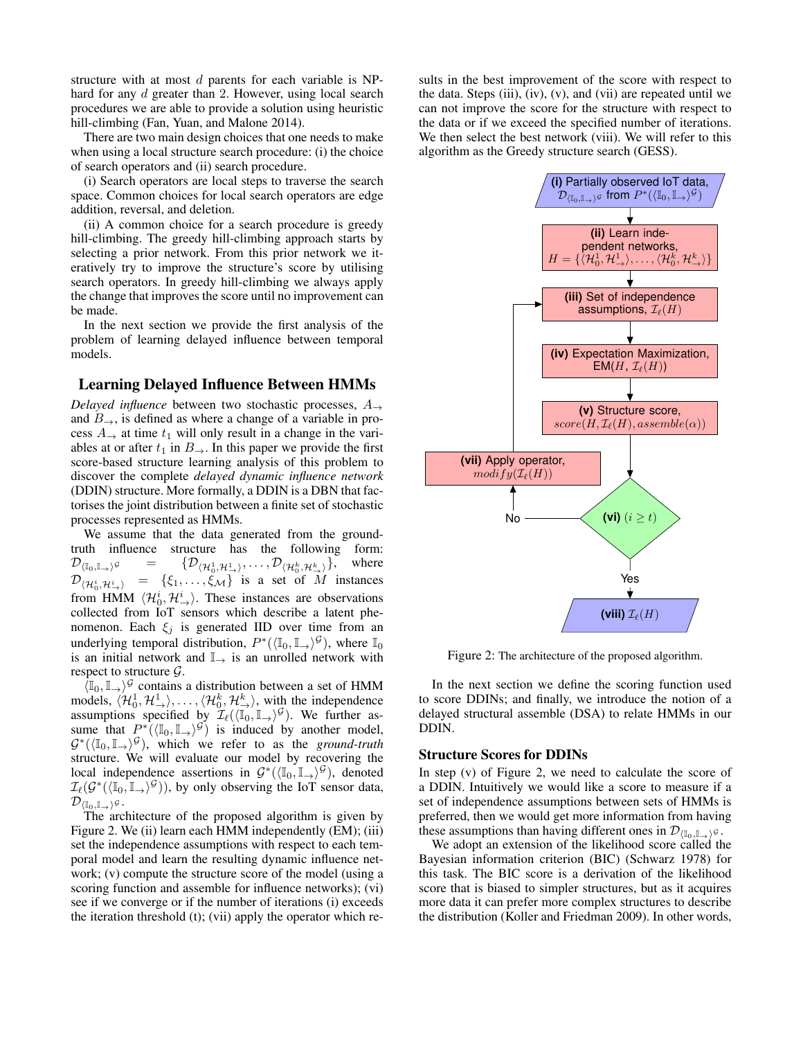structure with at most $d$ parents for each variable is NP-hard for any $d$ greater than 2. However, using local search procedures we are able to provide a solution using heuristic hill-climbing (Fan, Yuan, and Malone 2014).

There are two main design choices that one needs to make when using a local structure search procedure: (i) the choice of search operators and (ii) search procedure.

(i) Search operators are local steps to traverse the search space. Common choices for local search operators are edge addition, reversal, and deletion.

(ii) A common choice for a search procedure is greedy hill-climbing. The greedy hill-climbing approach starts by selecting a prior network. From this prior network we iteratively try to improve the structure's score by utilising search operators. In greedy hill-climbing we always apply the change that improves the score until no improvement can be made.

In the next section we provide the first analysis of the problem of learning delayed influence between temporal models.

## Learning Delayed Influence Between HMMs

*Delayed influence* between two stochastic processes, $A_{\rightarrow}$ and $B_{\rightarrow}$, is defined as where a change of a variable in process $A_{\rightarrow}$ at time $t_1$ will only result in a change in the variables at or after $t_1$ in $B_{\rightarrow}$. In this paper we provide the first score-based structure learning analysis of this problem to discover the complete *delayed dynamic influence network* (DDIN) structure. More formally, a DDIN is a DBN that factorises the joint distribution between a finite set of stochastic processes represented as HMMs.

We assume that the data generated from the ground-truth influence structure has the following form: $\mathcal{D}_{\langle \mathbb{I}_0, \mathbb{I}_{\rightarrow} \rangle^{\mathcal{G}}} = \{\mathcal{D}_{\langle \mathcal{H}_0^1, \mathcal{H}_{\rightarrow}^1 \rangle}, \ldots, \mathcal{D}_{\langle \mathcal{H}_0^k, \mathcal{H}_{\rightarrow}^k \rangle}\}$, where $\mathcal{D}_{\langle \mathcal{H}_0^i, \mathcal{H}_{\rightarrow}^i \rangle} = \{\xi_1, \ldots, \xi_{\mathcal{M}}\}$ is a set of $M$ instances from HMM $\langle \mathcal{H}_0^i, \mathcal{H}_{\rightarrow}^i \rangle$. These instances are observations collected from IoT sensors which describe a latent phenomenon. Each $\xi_j$ is generated IID over time from an underlying temporal distribution, $P^*(\langle \mathbb{I}_0, \mathbb{I}_{\rightarrow} \rangle^{\mathcal{G}})$, where $\mathbb{I}_0$ is an initial network and $\mathbb{I}_{\rightarrow}$ is an unrolled network with respect to structure $\mathcal{G}$.

$\langle \mathbb{I}_0, \mathbb{I}_{\rightarrow} \rangle^{\mathcal{G}}$ contains a distribution between a set of HMM models, $\langle \mathcal{H}_0^1, \mathcal{H}_{\rightarrow}^1 \rangle, \ldots, \langle \mathcal{H}_0^k, \mathcal{H}_{\rightarrow}^k \rangle$, with the independence assumptions specified by $\mathcal{I}_\ell(\langle \mathbb{I}_0, \mathbb{I}_{\rightarrow} \rangle^{\mathcal{G}})$. We further assume that $P^*(\langle \mathbb{I}_0, \mathbb{I}_{\rightarrow} \rangle^{\mathcal{G}})$ is induced by another model, $\mathcal{G}^*(\langle \mathbb{I}_0, \mathbb{I}_{\rightarrow} \rangle^{\mathcal{G}})$, which we refer to as the *ground-truth* structure. We will evaluate our model by recovering the local independence assertions in $\mathcal{G}^*(\langle \mathbb{I}_0, \mathbb{I}_{\rightarrow} \rangle^{\mathcal{G}})$, denoted $\mathcal{I}_\ell(\mathcal{G}^*(\langle \mathbb{I}_0, \mathbb{I}_{\rightarrow} \rangle^{\mathcal{G}}))$, by only observing the IoT sensor data, $\mathcal{D}_{\langle \mathbb{I}_0, \mathbb{I}_{\rightarrow} \rangle^{\mathcal{G}}}$.

The architecture of the proposed algorithm is given by Figure 2. We (ii) learn each HMM independently (EM); (iii) set the independence assumptions with respect to each temporal model and learn the resulting dynamic influence network; (v) compute the structure score of the model (using a scoring function and assemble for influence networks); (vi) see if we converge or if the number of iterations (i) exceeds the iteration threshold (t); (vii) apply the operator which results in the best improvement of the score with respect to the data. Steps (iii), (iv), (v), and (vii) are repeated until we can not improve the score for the structure with respect to the data or if we exceed the specified number of iterations. We then select the best network (viii). We will refer to this algorithm as the Greedy structure search (GESS).

**(i)** Partially observed IoT data, $\mathcal{D}_{\langle \mathbb{I}_0, \mathbb{I}_{\rightarrow} \rangle^{\mathcal{G}}}$ from $P^*(\langle \mathbb{I}_0, \mathbb{I}_{\rightarrow} \rangle^{\mathcal{G}})$

**(ii)** Learn independent networks, $H = \{\langle \mathcal{H}_0^1, \mathcal{H}_{\rightarrow}^1 \rangle, \ldots, \langle \mathcal{H}_0^k, \mathcal{H}_{\rightarrow}^k \rangle\}$

**(iii)** Set of independence assumptions, $\mathcal{I}_\ell(H)$

**(iv)** Expectation Maximization, EM($H$, $\mathcal{I}_\ell(H)$)

**(v)** Structure score, $score(H, \mathcal{I}_\ell(H), assemble(\alpha))$

**(vi)** $(i \geq t)$ — No / Yes

**(vii)** Apply operator, $modify(\mathcal{I}_\ell(H))$

**(viii)** $\mathcal{I}_\ell(H)$

Figure 2: The architecture of the proposed algorithm.

In the next section we define the scoring function used to score DDINs; and finally, we introduce the notion of a delayed structural assemble (DSA) to relate HMMs in our DDIN.

### Structure Scores for DDINs

In step (v) of Figure 2, we need to calculate the score of a DDIN. Intuitively we would like a score to measure if a set of independence assumptions between sets of HMMs is preferred, then we would get more information from having these assumptions than having different ones in $\mathcal{D}_{\langle \mathbb{I}_0, \mathbb{I}_{\rightarrow} \rangle^{\mathcal{G}}}$.

We adopt an extension of the likelihood score called the Bayesian information criterion (BIC) (Schwarz 1978) for this task. The BIC score is a derivation of the likelihood score that is biased to simpler structures, but as it acquires more data it can prefer more complex structures to describe the distribution (Koller and Friedman 2009). In other words,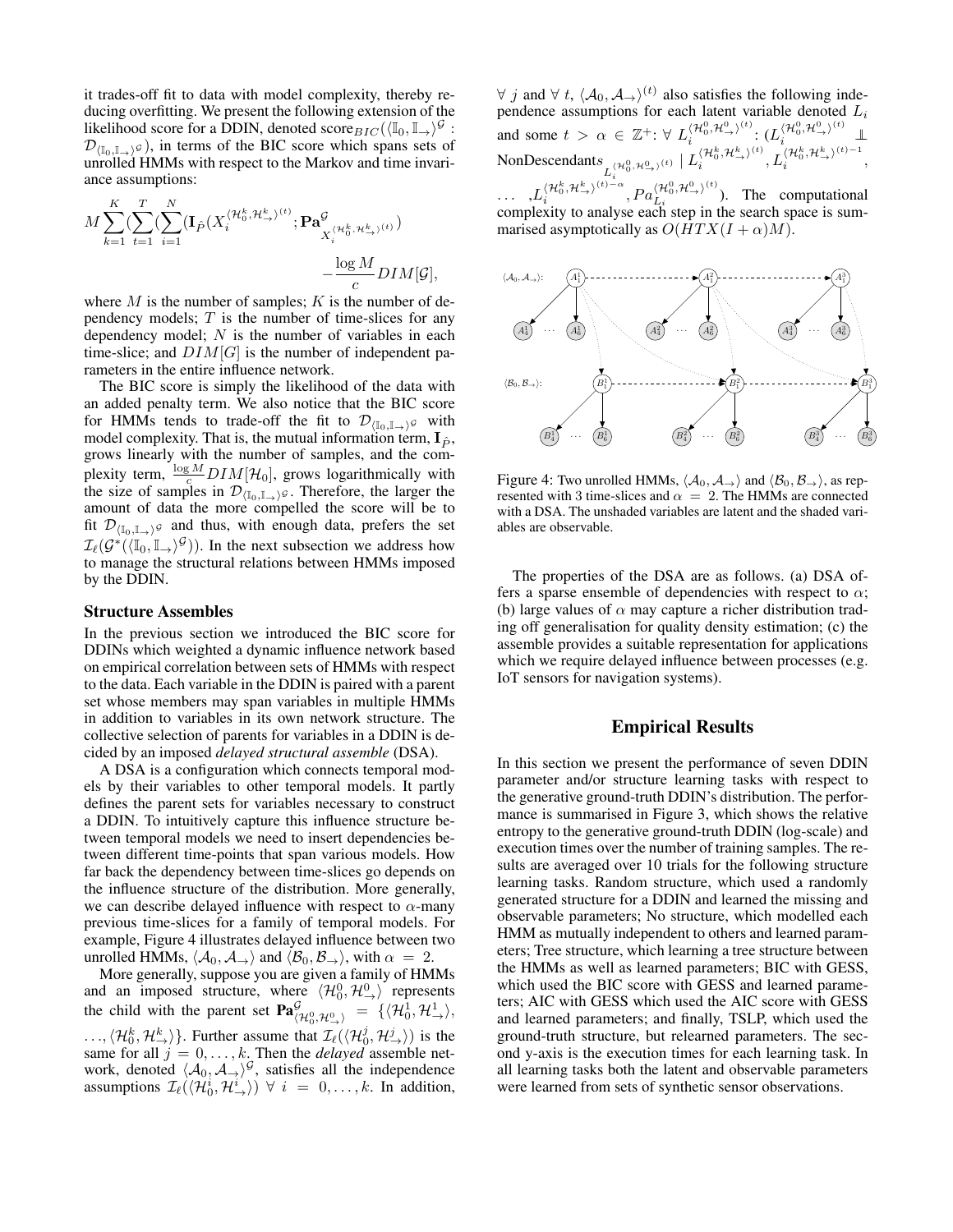it trades-off fit to data with model complexity, thereby reducing overfitting. We present the following extension of the likelihood score for a DDIN, denoted $\text{score}_{BIC}(\langle \mathbb{I}_0, \mathbb{I}_\rightarrow \rangle^{\mathcal{G}} : \mathcal{D}_{\langle \mathbb{I}_0, \mathbb{I}_\rightarrow \rangle^{\mathcal{G}}})$, in terms of the BIC score which spans sets of unrolled HMMs with respect to the Markov and time invariance assumptions:

$$M \sum_{k=1}^{K} (\sum_{t=1}^{T} (\sum_{i=1}^{N} (\mathbf{I}_{\hat{P}}(X_i^{\langle \mathcal{H}_0^k, \mathcal{H}_\rightarrow^k \rangle^{(t)}}; \mathbf{Pa}^{\mathcal{G}}_{X_i^{\langle \mathcal{H}_0^k, \mathcal{H}_\rightarrow^k \rangle^{(t)}}}) - \frac{\log M}{c} DIM[\mathcal{G}],$$

where $M$ is the number of samples; $K$ is the number of dependency models; $T$ is the number of time-slices for any dependency model; $N$ is the number of variables in each time-slice; and $DIM[G]$ is the number of independent parameters in the entire influence network.

The BIC score is simply the likelihood of the data with an added penalty term. We also notice that the BIC score for HMMs tends to trade-off the fit to $\mathcal{D}_{\langle \mathbb{I}_0, \mathbb{I}_\rightarrow \rangle^{\mathcal{G}}}$ with model complexity. That is, the mutual information term, $\mathbf{I}_{\hat{P}}$, grows linearly with the number of samples, and the complexity term, $\frac{\log M}{c} DIM[\mathcal{H}_0]$, grows logarithmically with the size of samples in $\mathcal{D}_{\langle \mathbb{I}_0, \mathbb{I}_\rightarrow \rangle^{\mathcal{G}}}$. Therefore, the larger the amount of data the more compelled the score will be to fit $\mathcal{D}_{\langle \mathbb{I}_0, \mathbb{I}_\rightarrow \rangle^{\mathcal{G}}}$ and thus, with enough data, prefers the set $\mathcal{I}_\ell(\mathcal{G}^*(\langle \mathbb{I}_0, \mathbb{I}_\rightarrow \rangle^{\mathcal{G}}))$. In the next subsection we address how to manage the structural relations between HMMs imposed by the DDIN.

## Structure Assembles

In the previous section we introduced the BIC score for DDINs which weighted a dynamic influence network based on empirical correlation between sets of HMMs with respect to the data. Each variable in the DDIN is paired with a parent set whose members may span variables in multiple HMMs in addition to variables in its own network structure. The collective selection of parents for variables in a DDIN is decided by an imposed *delayed structural assemble* (DSA).

A DSA is a configuration which connects temporal models by their variables to other temporal models. It partly defines the parent sets for variables necessary to construct a DDIN. To intuitively capture this influence structure between temporal models we need to insert dependencies between different time-points that span various models. How far back the dependency between time-slices go depends on the influence structure of the distribution. More generally, we can describe delayed influence with respect to $\alpha$-many previous time-slices for a family of temporal models. For example, Figure 4 illustrates delayed influence between two unrolled HMMs, $\langle \mathcal{A}_0, \mathcal{A}_\rightarrow \rangle$ and $\langle \mathcal{B}_0, \mathcal{B}_\rightarrow \rangle$, with $\alpha = 2$.

More generally, suppose you are given a family of HMMs and an imposed structure, where $\langle \mathcal{H}_0^0, \mathcal{H}_\rightarrow^0 \rangle$ represents the child with the parent set $\mathbf{Pa}^{\mathcal{G}}_{\langle \mathcal{H}_0^0, \mathcal{H}_\rightarrow^0 \rangle} = \{\langle \mathcal{H}_0^1, \mathcal{H}_\rightarrow^1 \rangle, \ldots, \langle \mathcal{H}_0^k, \mathcal{H}_\rightarrow^k \rangle\}$. Further assume that $\mathcal{I}_\ell(\langle \mathcal{H}_0^j, \mathcal{H}_\rightarrow^j \rangle)$ is the same for all $j = 0, \ldots, k$. Then the *delayed* assemble network, denoted $\langle \mathcal{A}_0, \mathcal{A}_\rightarrow \rangle^{\mathcal{G}}$, satisfies all the independence assumptions $\mathcal{I}_\ell(\langle \mathcal{H}_0^i, \mathcal{H}_\rightarrow^i \rangle) \ \forall \ i = 0, \ldots, k$. In addition, $\forall \ j$ and $\forall \ t$, $\langle \mathcal{A}_0, \mathcal{A}_\rightarrow \rangle^{(t)}$ also satisfies the following independence assumptions for each latent variable denoted $L_i$ and some $t > \alpha \in \mathbb{Z}^+$: $\forall \ L_i^{\langle \mathcal{H}_0^0, \mathcal{H}_\rightarrow^0 \rangle^{(t)}}$: $(L_i^{\langle \mathcal{H}_0^0, \mathcal{H}_\rightarrow^0 \rangle^{(t)}} \perp \text{NonDescendants}_{L_i^{\langle \mathcal{H}_0^0, \mathcal{H}_\rightarrow^0 \rangle^{(t)}}} \mid L_i^{\langle \mathcal{H}_0^k, \mathcal{H}_\rightarrow^k \rangle^{(t)}}, L_i^{\langle \mathcal{H}_0^k, \mathcal{H}_\rightarrow^k \rangle^{(t)-1}}, \ldots, L_i^{\langle \mathcal{H}_0^k, \mathcal{H}_\rightarrow^k \rangle^{(t)-\alpha}}, Pa_{L_i}^{\langle \mathcal{H}_0^0, \mathcal{H}_\rightarrow^0 \rangle^{(t)}})$. The computational complexity to analyse each step in the search space is summarised asymptotically as $O(HTX(I + \alpha)M)$.

Figure 4: Two unrolled HMMs, $\langle \mathcal{A}_0, \mathcal{A}_\rightarrow \rangle$ and $\langle \mathcal{B}_0, \mathcal{B}_\rightarrow \rangle$, as represented with 3 time-slices and $\alpha = 2$. The HMMs are connected with a DSA. The unshaded variables are latent and the shaded variables are observable.

The properties of the DSA are as follows. (a) DSA offers a sparse ensemble of dependencies with respect to $\alpha$; (b) large values of $\alpha$ may capture a richer distribution trading off generalisation for quality density estimation; (c) the assemble provides a suitable representation for applications which we require delayed influence between processes (e.g. IoT sensors for navigation systems).

## Empirical Results

In this section we present the performance of seven DDIN parameter and/or structure learning tasks with respect to the generative ground-truth DDIN's distribution. The performance is summarised in Figure 3, which shows the relative entropy to the generative ground-truth DDIN (log-scale) and execution times over the number of training samples. The results are averaged over 10 trials for the following structure learning tasks. Random structure, which used a randomly generated structure for a DDIN and learned the missing and observable parameters; No structure, which modelled each HMM as mutually independent to others and learned parameters; Tree structure, which learning a tree structure between the HMMs as well as learned parameters; BIC with GESS, which used the BIC score with GESS and learned parameters; AIC with GESS which used the AIC score with GESS and learned parameters; and finally, TSLP, which used the ground-truth structure, but relearned parameters. The second y-axis is the execution times for each learning task. In all learning tasks both the latent and observable parameters were learned from sets of synthetic sensor observations.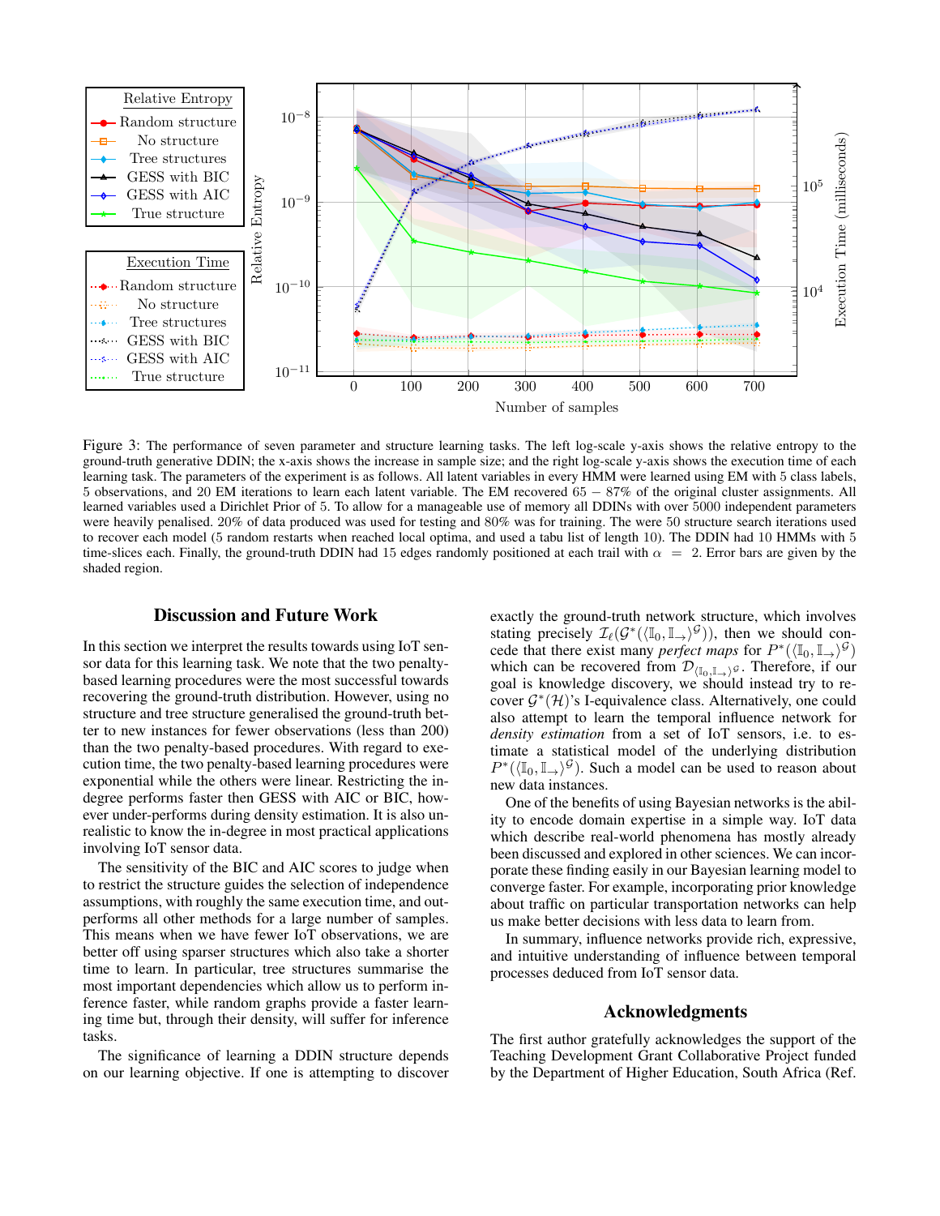Figure 3: The performance of seven parameter and structure learning tasks. The left log-scale y-axis shows the relative entropy to the ground-truth generative DDIN; the x-axis shows the increase in sample size; and the right log-scale y-axis shows the execution time of each learning task. The parameters of the experiment is as follows. All latent variables in every HMM were learned using EM with 5 class labels, 5 observations, and 20 EM iterations to learn each latent variable. The EM recovered 65 − 87% of the original cluster assignments. All learned variables used a Dirichlet Prior of 5. To allow for a manageable use of memory all DDINs with over 5000 independent parameters were heavily penalised. 20% of data produced was used for testing and 80% was for training. The were 50 structure search iterations used to recover each model (5 random restarts when reached local optima, and used a tabu list of length 10). The DDIN had 10 HMMs with 5 time-slices each. Finally, the ground-truth DDIN had 15 edges randomly positioned at each trail with $\alpha = 2$. Error bars are given by the shaded region.

## Discussion and Future Work

In this section we interpret the results towards using IoT sensor data for this learning task. We note that the two penalty-based learning procedures were the most successful towards recovering the ground-truth distribution. However, using no structure and tree structure generalised the ground-truth better to new instances for fewer observations (less than 200) than the two penalty-based procedures. With regard to execution time, the two penalty-based learning procedures were exponential while the others were linear. Restricting the in-degree performs faster then GESS with AIC or BIC, however under-performs during density estimation. It is also unrealistic to know the in-degree in most practical applications involving IoT sensor data.

The sensitivity of the BIC and AIC scores to judge when to restrict the structure guides the selection of independence assumptions, with roughly the same execution time, and outperforms all other methods for a large number of samples. This means when we have fewer IoT observations, we are better off using sparser structures which also take a shorter time to learn. In particular, tree structures summarise the most important dependencies which allow us to perform inference faster, while random graphs provide a faster learning time but, through their density, will suffer for inference tasks.

The significance of learning a DDIN structure depends on our learning objective. If one is attempting to discover exactly the ground-truth network structure, which involves stating precisely $\mathcal{I}_\ell(\mathcal{G}^*(\langle \mathbb{I}_0, \mathbb{I}_\rightarrow \rangle^\mathcal{G}))$, then we should concede that there exist many *perfect maps* for $P^*(\langle \mathbb{I}_0, \mathbb{I}_\rightarrow \rangle^\mathcal{G})$ which can be recovered from $\mathcal{D}_{\langle \mathbb{I}_0, \mathbb{I}_\rightarrow \rangle^\mathcal{G}}$. Therefore, if our goal is knowledge discovery, we should instead try to recover $\mathcal{G}^*(\mathcal{H})$'s I-equivalence class. Alternatively, one could also attempt to learn the temporal influence network for *density estimation* from a set of IoT sensors, i.e. to estimate a statistical model of the underlying distribution $P^*(\langle \mathbb{I}_0, \mathbb{I}_\rightarrow \rangle^\mathcal{G})$. Such a model can be used to reason about new data instances.

One of the benefits of using Bayesian networks is the ability to encode domain expertise in a simple way. IoT data which describe real-world phenomena has mostly already been discussed and explored in other sciences. We can incorporate these finding easily in our Bayesian learning model to converge faster. For example, incorporating prior knowledge about traffic on particular transportation networks can help us make better decisions with less data to learn from.

In summary, influence networks provide rich, expressive, and intuitive understanding of influence between temporal processes deduced from IoT sensor data.

## Acknowledgments

The first author gratefully acknowledges the support of the Teaching Development Grant Collaborative Project funded by the Department of Higher Education, South Africa (Ref.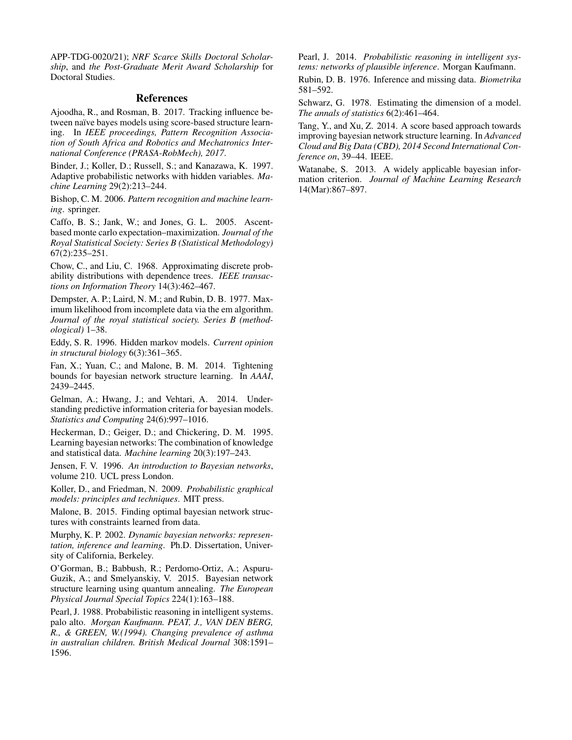APP-TDG-0020/21); *NRF Scarce Skills Doctoral Scholarship*, and *the Post-Graduate Merit Award Scholarship* for Doctoral Studies.

## References

Ajoodha, R., and Rosman, B. 2017. Tracking influence between naïve bayes models using score-based structure learning. In *IEEE proceedings, Pattern Recognition Association of South Africa and Robotics and Mechatronics International Conference (PRASA-RobMech), 2017*.

Binder, J.; Koller, D.; Russell, S.; and Kanazawa, K. 1997. Adaptive probabilistic networks with hidden variables. *Machine Learning* 29(2):213–244.

Bishop, C. M. 2006. *Pattern recognition and machine learning*. springer.

Caffo, B. S.; Jank, W.; and Jones, G. L. 2005. Ascent-based monte carlo expectation–maximization. *Journal of the Royal Statistical Society: Series B (Statistical Methodology)* 67(2):235–251.

Chow, C., and Liu, C. 1968. Approximating discrete probability distributions with dependence trees. *IEEE transactions on Information Theory* 14(3):462–467.

Dempster, A. P.; Laird, N. M.; and Rubin, D. B. 1977. Maximum likelihood from incomplete data via the em algorithm. *Journal of the royal statistical society. Series B (methodological)* 1–38.

Eddy, S. R. 1996. Hidden markov models. *Current opinion in structural biology* 6(3):361–365.

Fan, X.; Yuan, C.; and Malone, B. M. 2014. Tightening bounds for bayesian network structure learning. In *AAAI*, 2439–2445.

Gelman, A.; Hwang, J.; and Vehtari, A. 2014. Understanding predictive information criteria for bayesian models. *Statistics and Computing* 24(6):997–1016.

Heckerman, D.; Geiger, D.; and Chickering, D. M. 1995. Learning bayesian networks: The combination of knowledge and statistical data. *Machine learning* 20(3):197–243.

Jensen, F. V. 1996. *An introduction to Bayesian networks*, volume 210. UCL press London.

Koller, D., and Friedman, N. 2009. *Probabilistic graphical models: principles and techniques*. MIT press.

Malone, B. 2015. Finding optimal bayesian network structures with constraints learned from data.

Murphy, K. P. 2002. *Dynamic bayesian networks: representation, inference and learning*. Ph.D. Dissertation, University of California, Berkeley.

O'Gorman, B.; Babbush, R.; Perdomo-Ortiz, A.; Aspuru-Guzik, A.; and Smelyanskiy, V. 2015. Bayesian network structure learning using quantum annealing. *The European Physical Journal Special Topics* 224(1):163–188.

Pearl, J. 1988. Probabilistic reasoning in intelligent systems. palo alto. *Morgan Kaufmann. PEAT, J., VAN DEN BERG, R., & GREEN, W.(1994). Changing prevalence of asthma in australian children. British Medical Journal* 308:1591–1596.

Pearl, J. 2014. *Probabilistic reasoning in intelligent systems: networks of plausible inference*. Morgan Kaufmann.

Rubin, D. B. 1976. Inference and missing data. *Biometrika* 581–592.

Schwarz, G. 1978. Estimating the dimension of a model. *The annals of statistics* 6(2):461–464.

Tang, Y., and Xu, Z. 2014. A score based approach towards improving bayesian network structure learning. In *Advanced Cloud and Big Data (CBD), 2014 Second International Conference on*, 39–44. IEEE.

Watanabe, S. 2013. A widely applicable bayesian information criterion. *Journal of Machine Learning Research* 14(Mar):867–897.